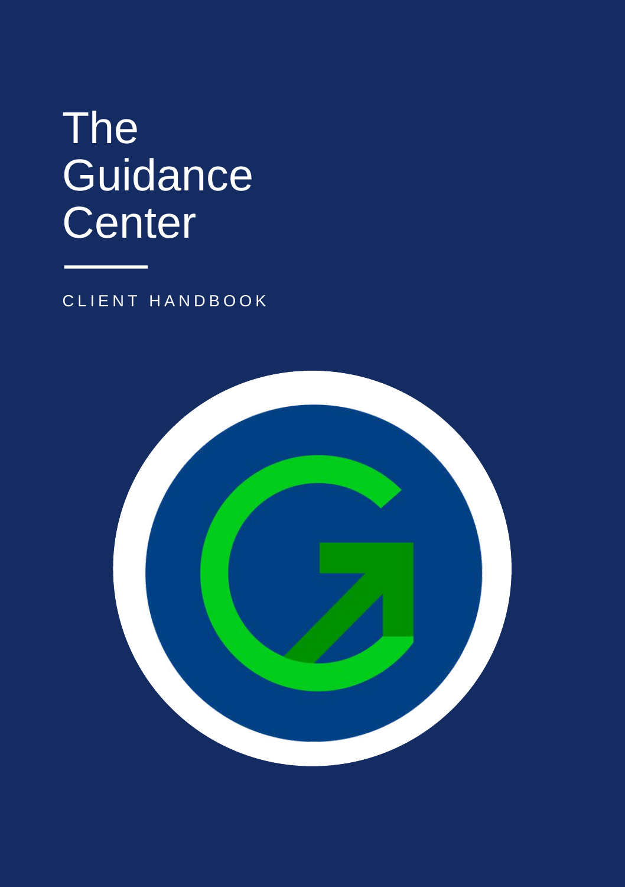# The Guidance Center

CLIENT HANDBOOK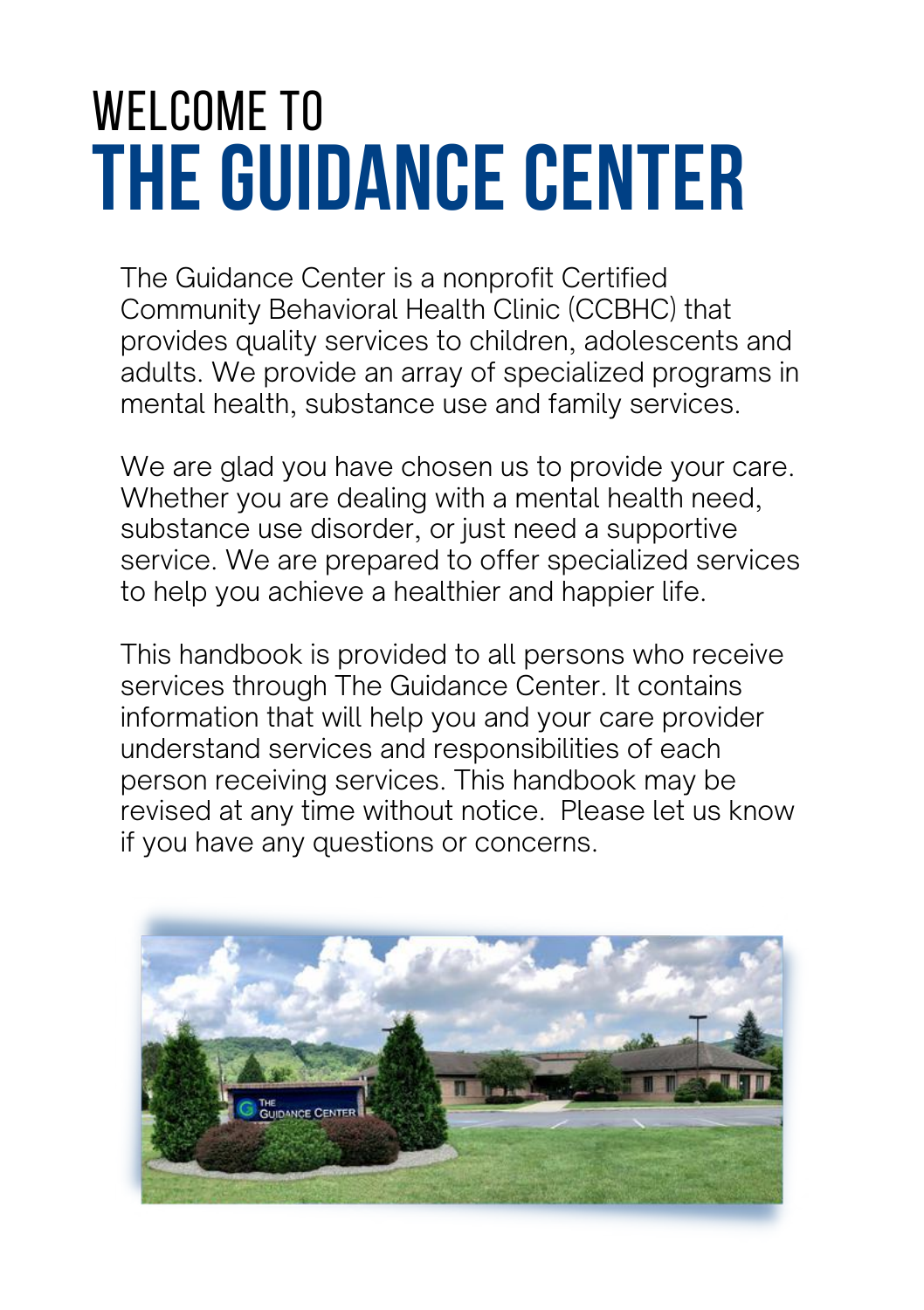# WELCOME TO
# THE GUIDANCE CENTER

The Guidance Center is a nonprofit Certified Community Behavioral Health Clinic (CCBHC) that provides quality services to children, adolescents and adults. We provide an array of specialized programs in mental health, substance use and family services.

We are glad you have chosen us to provide your care. Whether you are dealing with a mental health need, substance use disorder, or just need a supportive service. We are prepared to offer specialized services to help you achieve a healthier and happier life.

This handbook is provided to all persons who receive services through The Guidance Center. It contains information that will help you and your care provider understand services and responsibilities of each person receiving services. This handbook may be revised at any time without notice. Please let us know if you have any questions or concerns.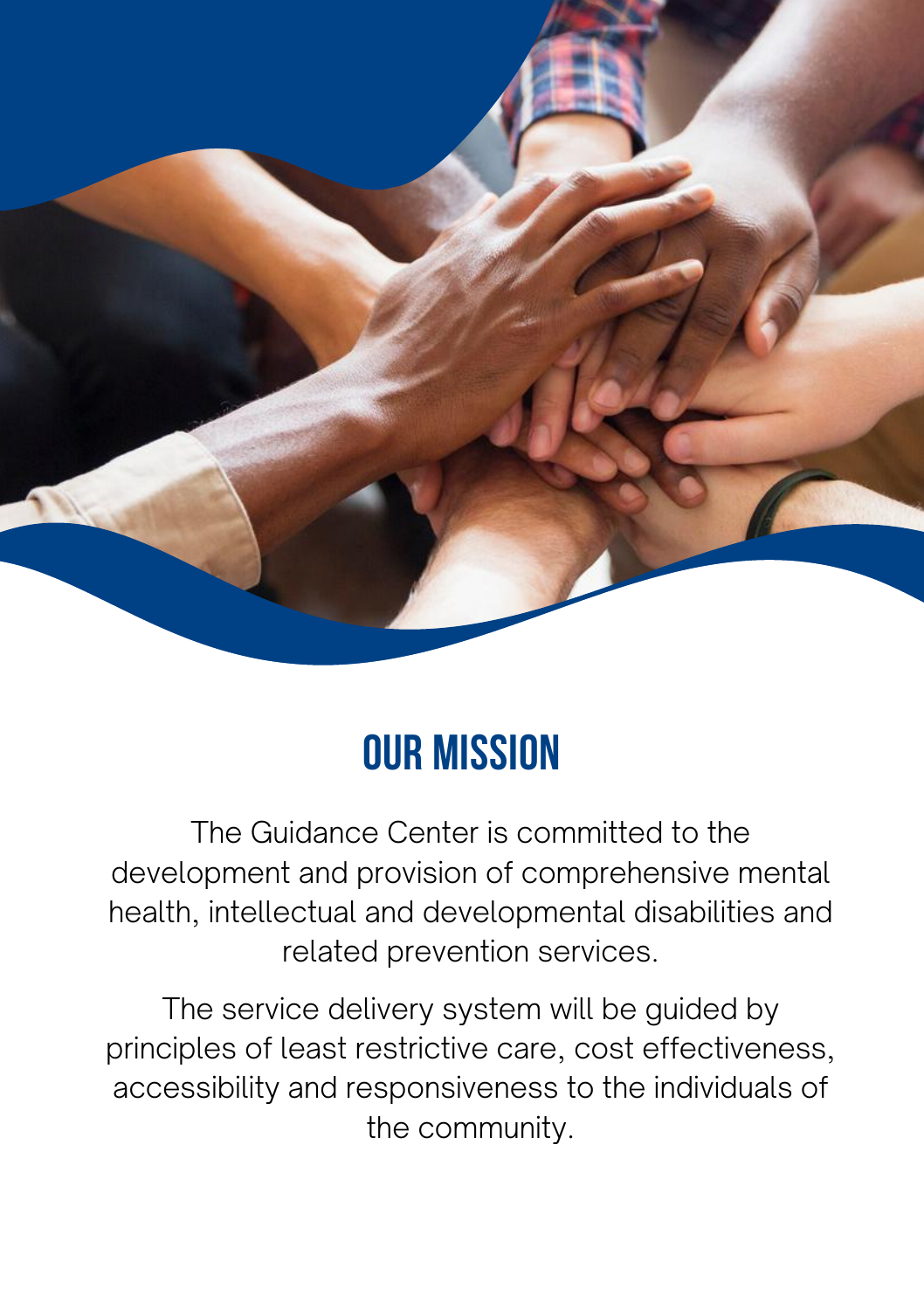# OUR MISSION

The Guidance Center is committed to the development and provision of comprehensive mental health, intellectual and developmental disabilities and related prevention services.

The service delivery system will be guided by principles of least restrictive care, cost effectiveness, accessibility and responsiveness to the individuals of the community.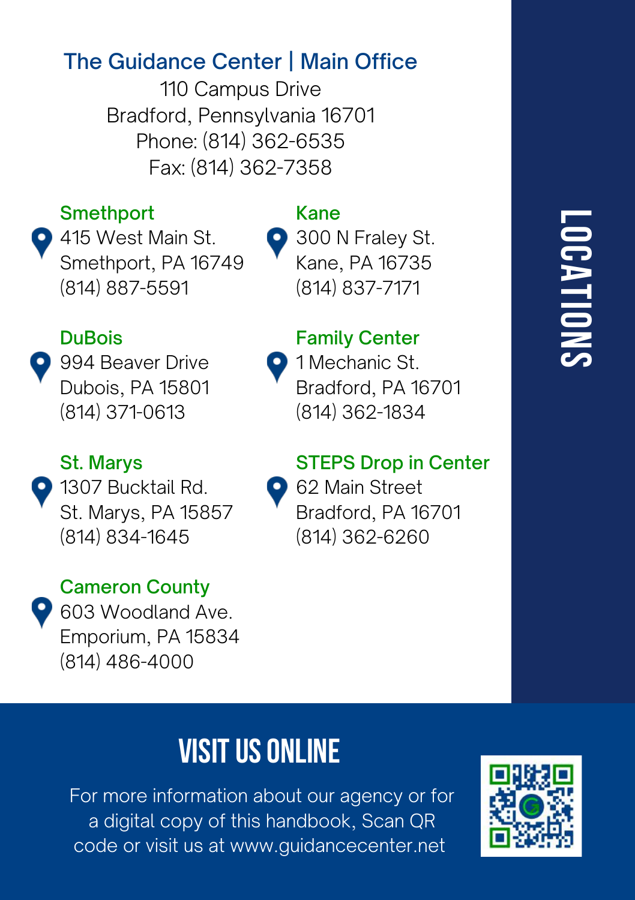# LOCATIONS

## The Guidance Center | Main Office

110 Campus Drive
Bradford, Pennsylvania 16701
Phone: (814) 362-6535
Fax: (814) 362-7358

### Smethport

415 West Main St.
Smethport, PA 16749
(814) 887-5591

### Kane

300 N Fraley St.
Kane, PA 16735
(814) 837-7171

### DuBois

994 Beaver Drive
Dubois, PA 15801
(814) 371-0613

### Family Center

1 Mechanic St.
Bradford, PA 16701
(814) 362-1834

### St. Marys

1307 Bucktail Rd.
St. Marys, PA 15857
(814) 834-1645

### STEPS Drop in Center

62 Main Street
Bradford, PA 16701
(814) 362-6260

### Cameron County

603 Woodland Ave.
Emporium, PA 15834
(814) 486-4000

## VISIT US ONLINE

For more information about our agency or for a digital copy of this handbook, Scan QR code or visit us at www.guidancecenter.net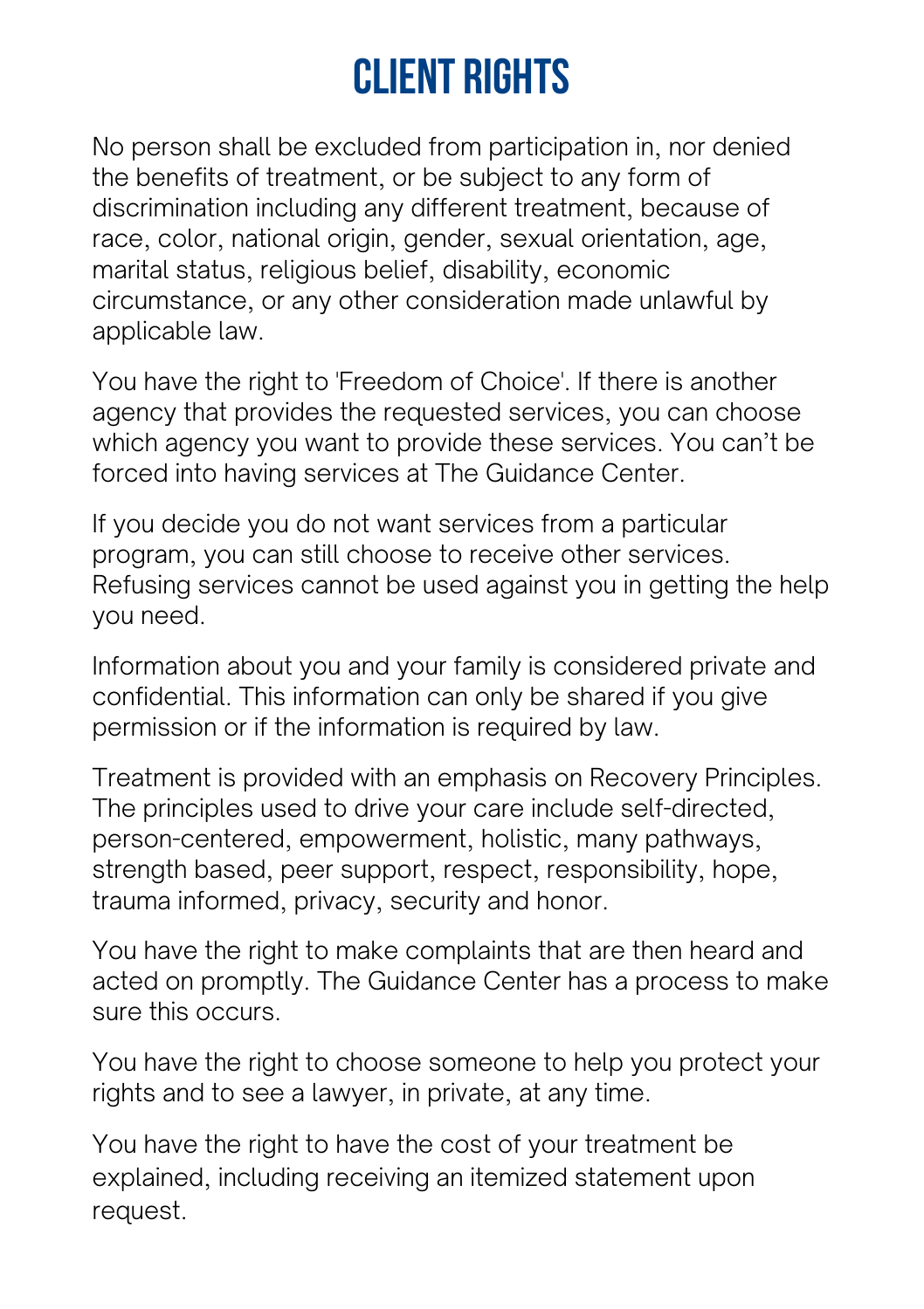# CLIENT RIGHTS

No person shall be excluded from participation in, nor denied the benefits of treatment, or be subject to any form of discrimination including any different treatment, because of race, color, national origin, gender, sexual orientation, age, marital status, religious belief, disability, economic circumstance, or any other consideration made unlawful by applicable law.

You have the right to 'Freedom of Choice'. If there is another agency that provides the requested services, you can choose which agency you want to provide these services. You can't be forced into having services at The Guidance Center.

If you decide you do not want services from a particular program, you can still choose to receive other services. Refusing services cannot be used against you in getting the help you need.

Information about you and your family is considered private and confidential. This information can only be shared if you give permission or if the information is required by law.

Treatment is provided with an emphasis on Recovery Principles. The principles used to drive your care include self-directed, person-centered, empowerment, holistic, many pathways, strength based, peer support, respect, responsibility, hope, trauma informed, privacy, security and honor.

You have the right to make complaints that are then heard and acted on promptly. The Guidance Center has a process to make sure this occurs.

You have the right to choose someone to help you protect your rights and to see a lawyer, in private, at any time.

You have the right to have the cost of your treatment be explained, including receiving an itemized statement upon request.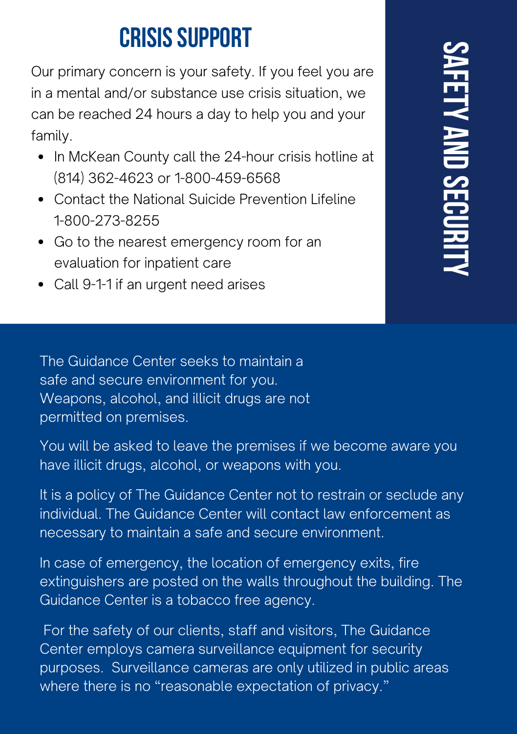# CRISIS SUPPORT

Our primary concern is your safety. If you feel you are in a mental and/or substance use crisis situation, we can be reached 24 hours a day to help you and your family.

- In McKean County call the 24-hour crisis hotline at (814) 362-4623 or 1-800-459-6568
- Contact the National Suicide Prevention Lifeline 1-800-273-8255
- Go to the nearest emergency room for an evaluation for inpatient care
- Call 9-1-1 if an urgent need arises

# SAFETY AND SECURITY

The Guidance Center seeks to maintain a safe and secure environment for you. Weapons, alcohol, and illicit drugs are not permitted on premises.

You will be asked to leave the premises if we become aware you have illicit drugs, alcohol, or weapons with you.

It is a policy of The Guidance Center not to restrain or seclude any individual. The Guidance Center will contact law enforcement as necessary to maintain a safe and secure environment.

In case of emergency, the location of emergency exits, fire extinguishers are posted on the walls throughout the building. The Guidance Center is a tobacco free agency.

For the safety of our clients, staff and visitors, The Guidance Center employs camera surveillance equipment for security purposes. Surveillance cameras are only utilized in public areas where there is no "reasonable expectation of privacy."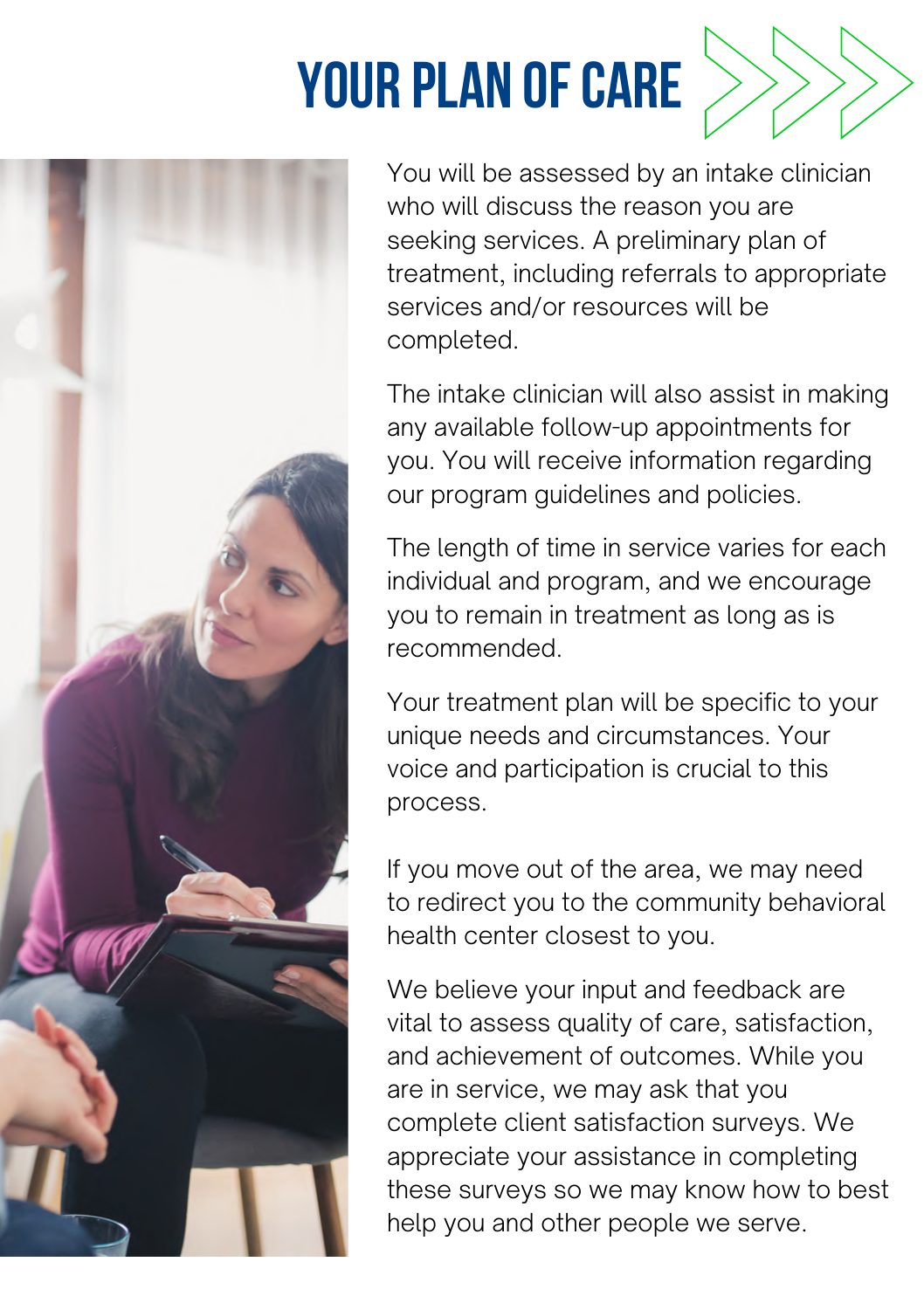# YOUR PLAN OF CARE

You will be assessed by an intake clinician who will discuss the reason you are seeking services. A preliminary plan of treatment, including referrals to appropriate services and/or resources will be completed.

The intake clinician will also assist in making any available follow-up appointments for you. You will receive information regarding our program guidelines and policies.

The length of time in service varies for each individual and program, and we encourage you to remain in treatment as long as is recommended.

Your treatment plan will be specific to your unique needs and circumstances. Your voice and participation is crucial to this process.

If you move out of the area, we may need to redirect you to the community behavioral health center closest to you.

We believe your input and feedback are vital to assess quality of care, satisfaction, and achievement of outcomes. While you are in service, we may ask that you complete client satisfaction surveys. We appreciate your assistance in completing these surveys so we may know how to best help you and other people we serve.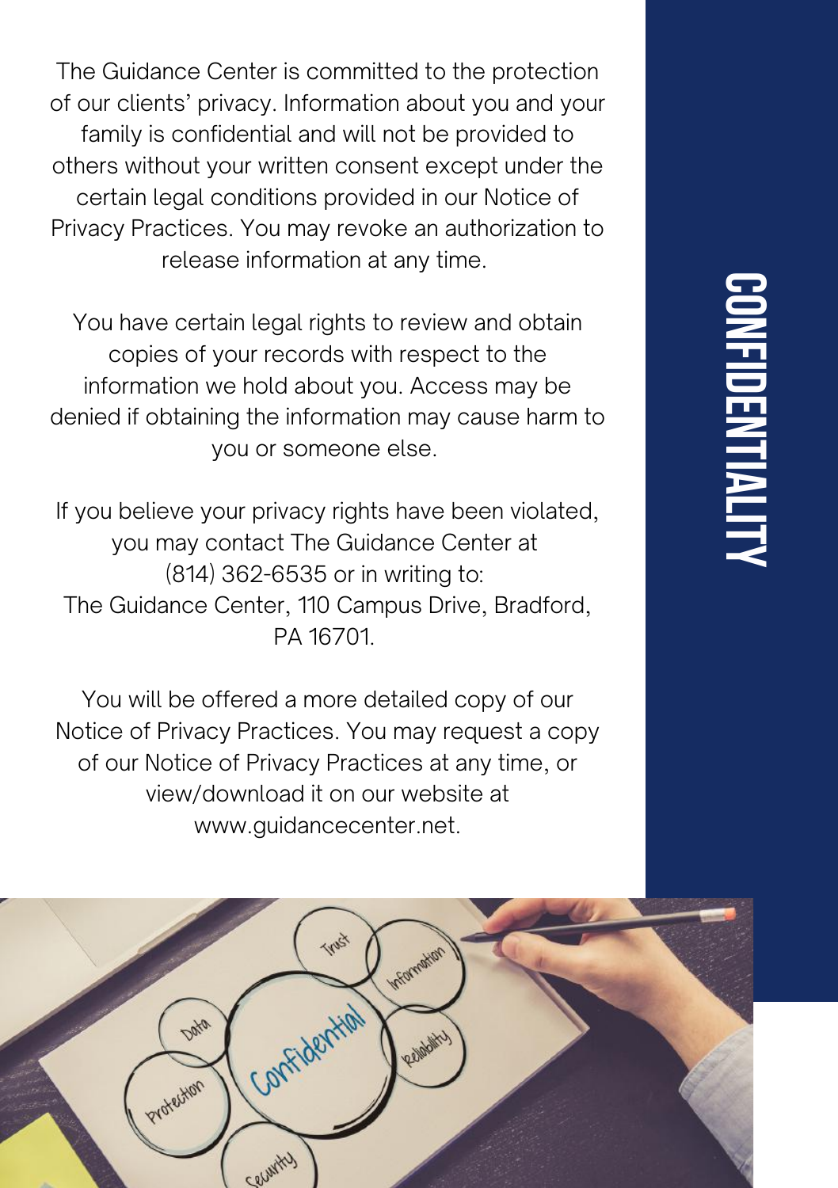# CONFIDENTIALITY

The Guidance Center is committed to the protection of our clients' privacy. Information about you and your family is confidential and will not be provided to others without your written consent except under the certain legal conditions provided in our Notice of Privacy Practices. You may revoke an authorization to release information at any time.

You have certain legal rights to review and obtain copies of your records with respect to the information we hold about you. Access may be denied if obtaining the information may cause harm to you or someone else.

If you believe your privacy rights have been violated, you may contact The Guidance Center at (814) 362-6535 or in writing to:
The Guidance Center, 110 Campus Drive, Bradford, PA 16701.

You will be offered a more detailed copy of our Notice of Privacy Practices. You may request a copy of our Notice of Privacy Practices at any time, or view/download it on our website at www.guidancecenter.net.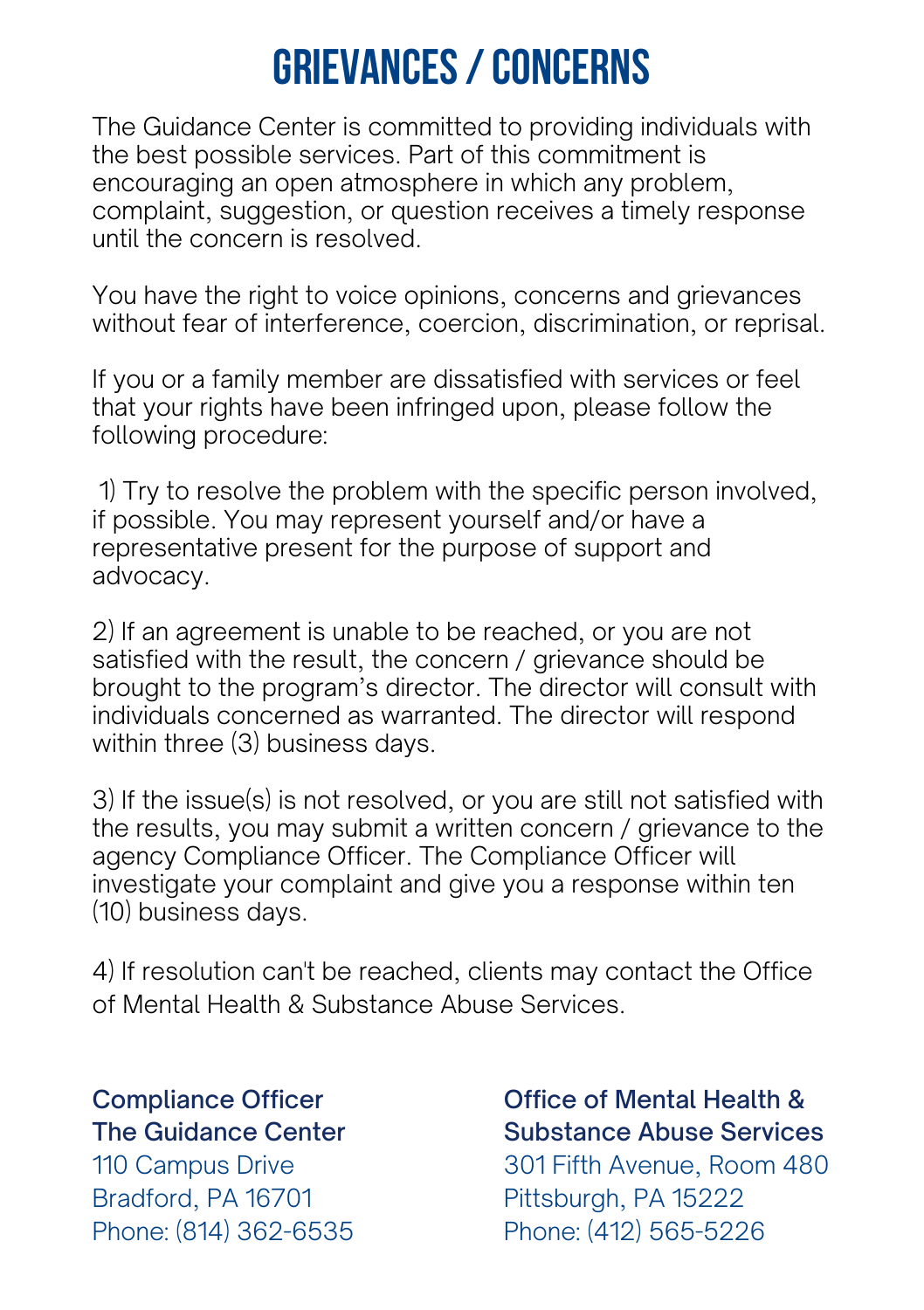# GRIEVANCES / CONCERNS

The Guidance Center is committed to providing individuals with the best possible services. Part of this commitment is encouraging an open atmosphere in which any problem, complaint, suggestion, or question receives a timely response until the concern is resolved.

You have the right to voice opinions, concerns and grievances without fear of interference, coercion, discrimination, or reprisal.

If you or a family member are dissatisfied with services or feel that your rights have been infringed upon, please follow the following procedure:

1) Try to resolve the problem with the specific person involved, if possible. You may represent yourself and/or have a representative present for the purpose of support and advocacy.

2) If an agreement is unable to be reached, or you are not satisfied with the result, the concern / grievance should be brought to the program's director. The director will consult with individuals concerned as warranted. The director will respond within three (3) business days.

3) If the issue(s) is not resolved, or you are still not satisfied with the results, you may submit a written concern / grievance to the agency Compliance Officer. The Compliance Officer will investigate your complaint and give you a response within ten (10) business days.

4) If resolution can't be reached, clients may contact the Office of Mental Health & Substance Abuse Services.

**Compliance Officer**
**The Guidance Center**
110 Campus Drive
Bradford, PA 16701
Phone: (814) 362-6535

**Office of Mental Health & Substance Abuse Services**
301 Fifth Avenue, Room 480
Pittsburgh, PA 15222
Phone: (412) 565-5226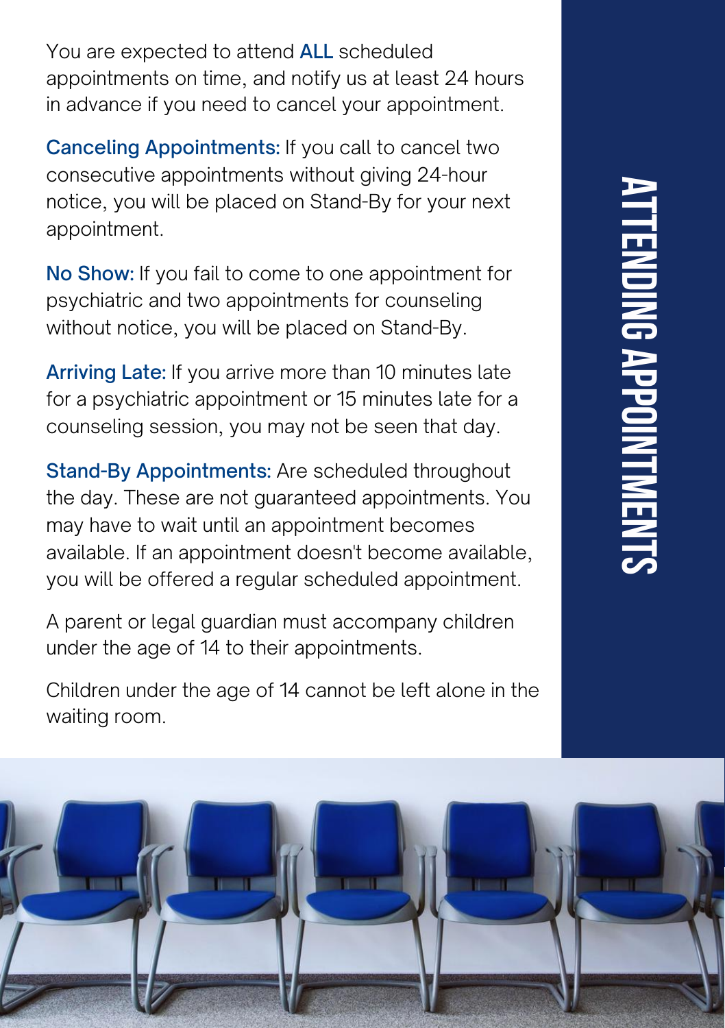# ATTENDING APPOINTMENTS

You are expected to attend **ALL** scheduled appointments on time, and notify us at least 24 hours in advance if you need to cancel your appointment.

**Canceling Appointments:** If you call to cancel two consecutive appointments without giving 24-hour notice, you will be placed on Stand-By for your next appointment.

**No Show:** If you fail to come to one appointment for psychiatric and two appointments for counseling without notice, you will be placed on Stand-By.

**Arriving Late:** If you arrive more than 10 minutes late for a psychiatric appointment or 15 minutes late for a counseling session, you may not be seen that day.

**Stand-By Appointments:** Are scheduled throughout the day. These are not guaranteed appointments. You may have to wait until an appointment becomes available. If an appointment doesn't become available, you will be offered a regular scheduled appointment.

A parent or legal guardian must accompany children under the age of 14 to their appointments.

Children under the age of 14 cannot be left alone in the waiting room.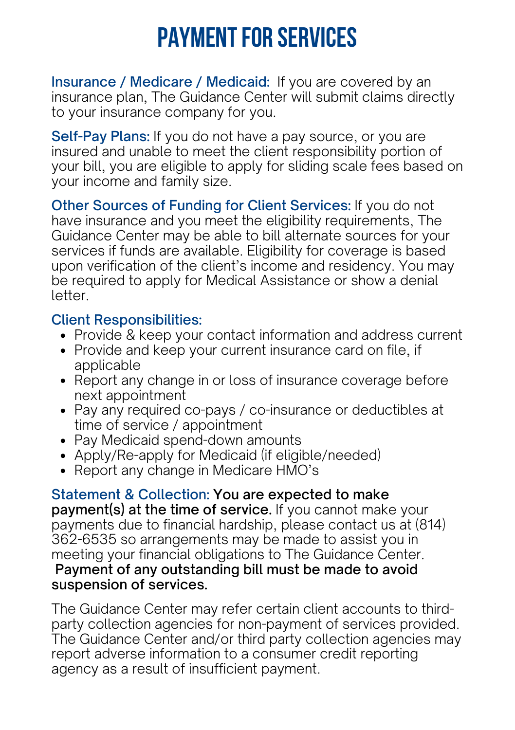# PAYMENT FOR SERVICES

**Insurance / Medicare / Medicaid:** If you are covered by an insurance plan, The Guidance Center will submit claims directly to your insurance company for you.

**Self-Pay Plans:** If you do not have a pay source, or you are insured and unable to meet the client responsibility portion of your bill, you are eligible to apply for sliding scale fees based on your income and family size.

**Other Sources of Funding for Client Services:** If you do not have insurance and you meet the eligibility requirements, The Guidance Center may be able to bill alternate sources for your services if funds are available. Eligibility for coverage is based upon verification of the client's income and residency. You may be required to apply for Medical Assistance or show a denial letter.

**Client Responsibilities:**

- Provide & keep your contact information and address current
- Provide and keep your current insurance card on file, if applicable
- Report any change in or loss of insurance coverage before next appointment
- Pay any required co-pays / co-insurance or deductibles at time of service / appointment
- Pay Medicaid spend-down amounts
- Apply/Re-apply for Medicaid (if eligible/needed)
- Report any change in Medicare HMO's

**Statement & Collection:** **You are expected to make payment(s) at the time of service.** If you cannot make your payments due to financial hardship, please contact us at (814) 362-6535 so arrangements may be made to assist you in meeting your financial obligations to The Guidance Center. **Payment of any outstanding bill must be made to avoid suspension of services.**

The Guidance Center may refer certain client accounts to third-party collection agencies for non-payment of services provided. The Guidance Center and/or third party collection agencies may report adverse information to a consumer credit reporting agency as a result of insufficient payment.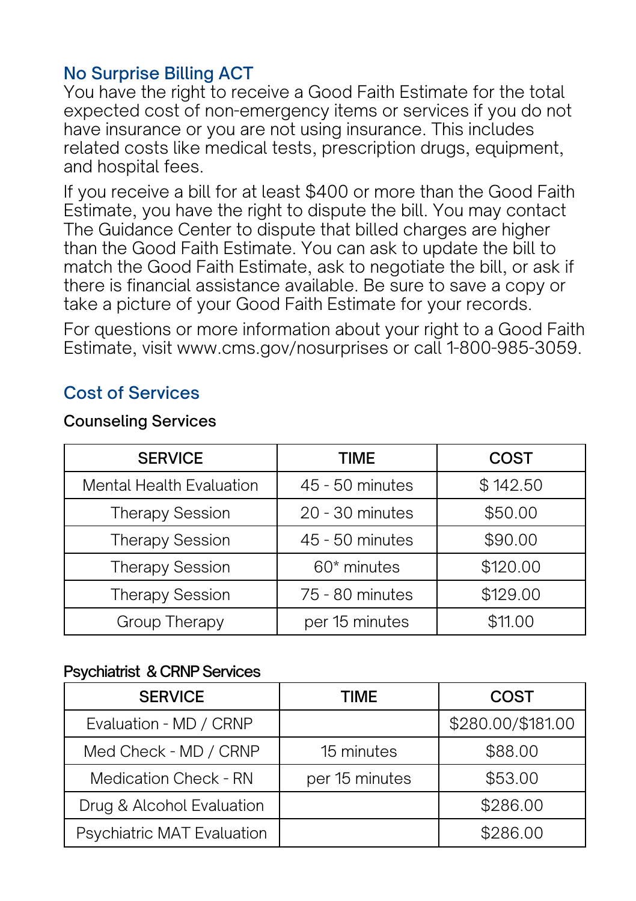## No Surprise Billing ACT

You have the right to receive a Good Faith Estimate for the total expected cost of non-emergency items or services if you do not have insurance or you are not using insurance. This includes related costs like medical tests, prescription drugs, equipment, and hospital fees.

If you receive a bill for at least $400 or more than the Good Faith Estimate, you have the right to dispute the bill. You may contact The Guidance Center to dispute that billed charges are higher than the Good Faith Estimate. You can ask to update the bill to match the Good Faith Estimate, ask to negotiate the bill, or ask if there is financial assistance available. Be sure to save a copy or take a picture of your Good Faith Estimate for your records.

For questions or more information about your right to a Good Faith Estimate, visit www.cms.gov/nosurprises or call 1-800-985-3059.

## Cost of Services

### Counseling Services

| SERVICE | TIME | COST |
|---|---|---|
| Mental Health Evaluation | 45 - 50 minutes | $ 142.50 |
| Therapy Session | 20 - 30 minutes | $50.00 |
| Therapy Session | 45 - 50 minutes | $90.00 |
| Therapy Session | 60* minutes | $120.00 |
| Therapy Session | 75 - 80 minutes | $129.00 |
| Group Therapy | per 15 minutes | $11.00 |

### Psychiatrist & CRNP Services

| SERVICE | TIME | COST |
|---|---|---|
| Evaluation - MD / CRNP | | $280.00/$181.00 |
| Med Check - MD / CRNP | 15 minutes | $88.00 |
| Medication Check - RN | per 15 minutes | $53.00 |
| Drug & Alcohol Evaluation | | $286.00 |
| Psychiatric MAT Evaluation | | $286.00 |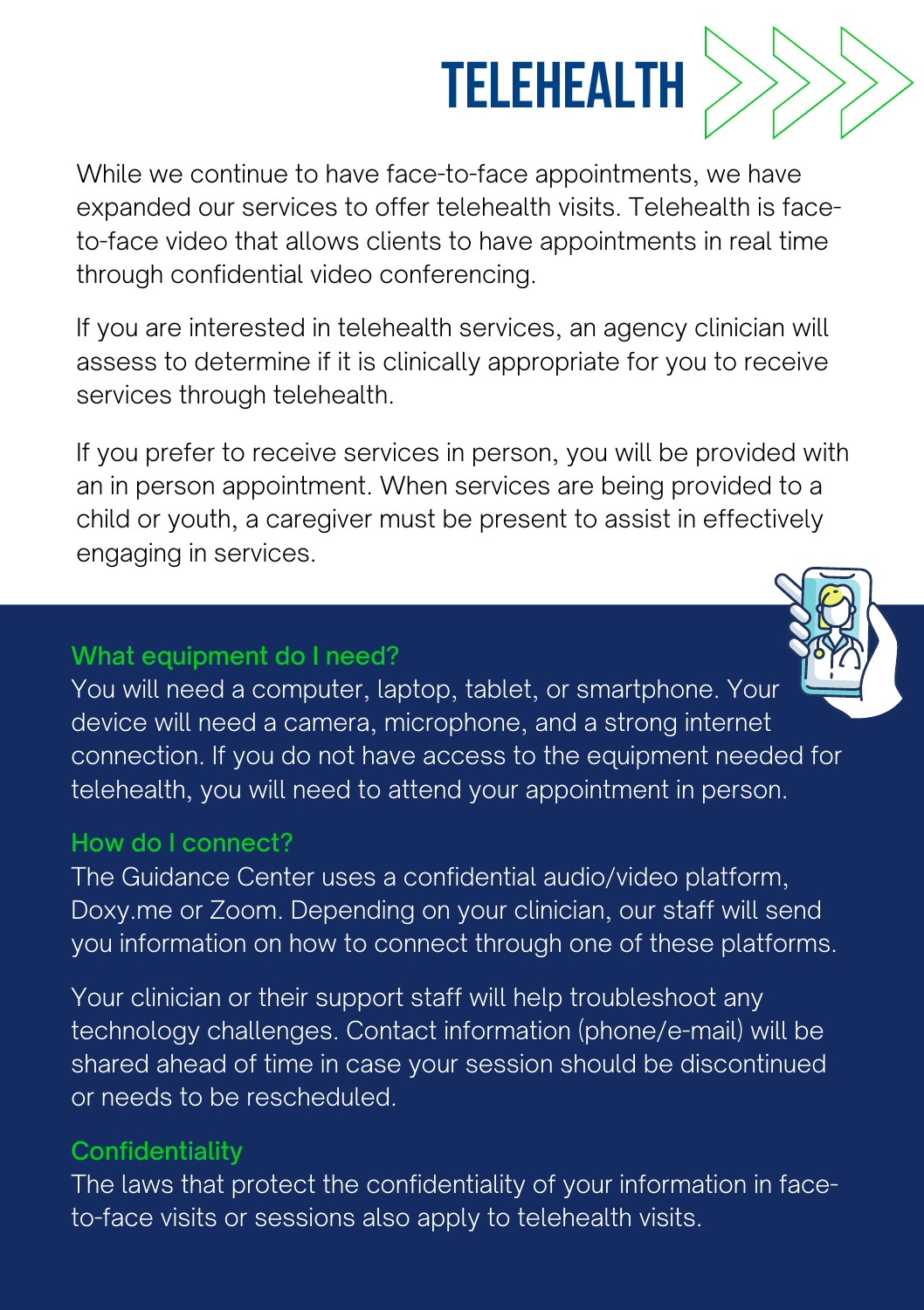# TELEHEALTH

While we continue to have face-to-face appointments, we have expanded our services to offer telehealth visits. Telehealth is face-to-face video that allows clients to have appointments in real time through confidential video conferencing.

If you are interested in telehealth services, an agency clinician will assess to determine if it is clinically appropriate for you to receive services through telehealth.

If you prefer to receive services in person, you will be provided with an in person appointment. When services are being provided to a child or youth, a caregiver must be present to assist in effectively engaging in services.

### What equipment do I need?

You will need a computer, laptop, tablet, or smartphone. Your device will need a camera, microphone, and a strong internet connection. If you do not have access to the equipment needed for telehealth, you will need to attend your appointment in person.

### How do I connect?

The Guidance Center uses a confidential audio/video platform, Doxy.me or Zoom. Depending on your clinician, our staff will send you information on how to connect through one of these platforms.

Your clinician or their support staff will help troubleshoot any technology challenges. Contact information (phone/e-mail) will be shared ahead of time in case your session should be discontinued or needs to be rescheduled.

### Confidentiality

The laws that protect the confidentiality of your information in face-to-face visits or sessions also apply to telehealth visits.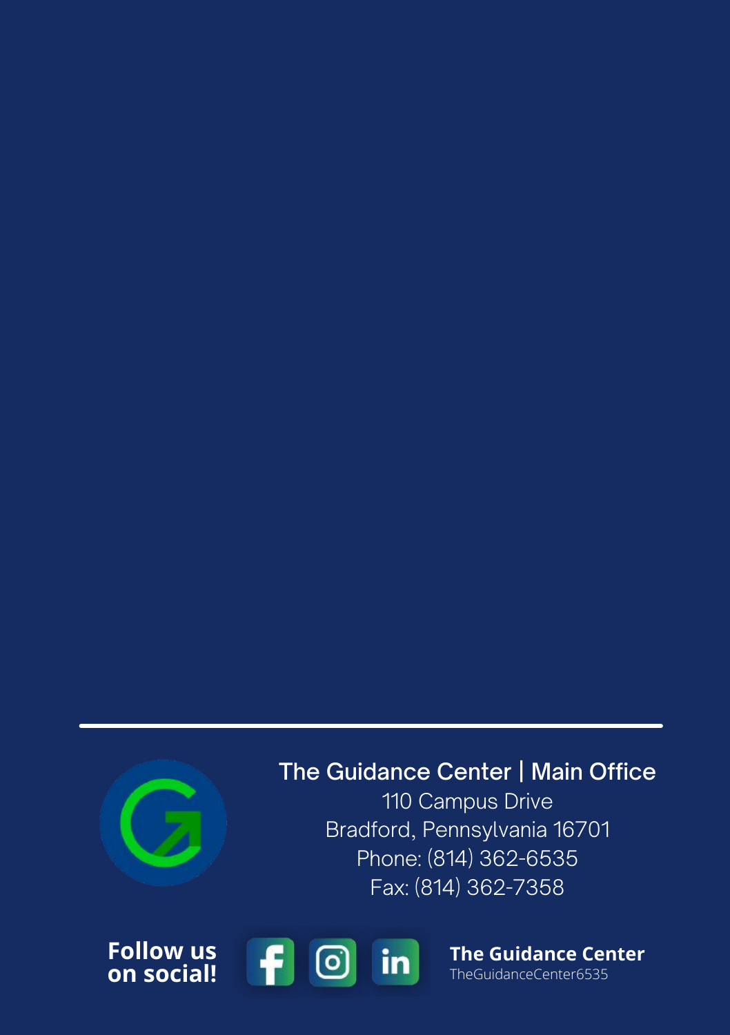**The Guidance Center | Main Office**

110 Campus Drive
Bradford, Pennsylvania 16701
Phone: (814) 362-6535
Fax: (814) 362-7358

**Follow us on social!**

**The Guidance Center**
TheGuidanceCenter6535